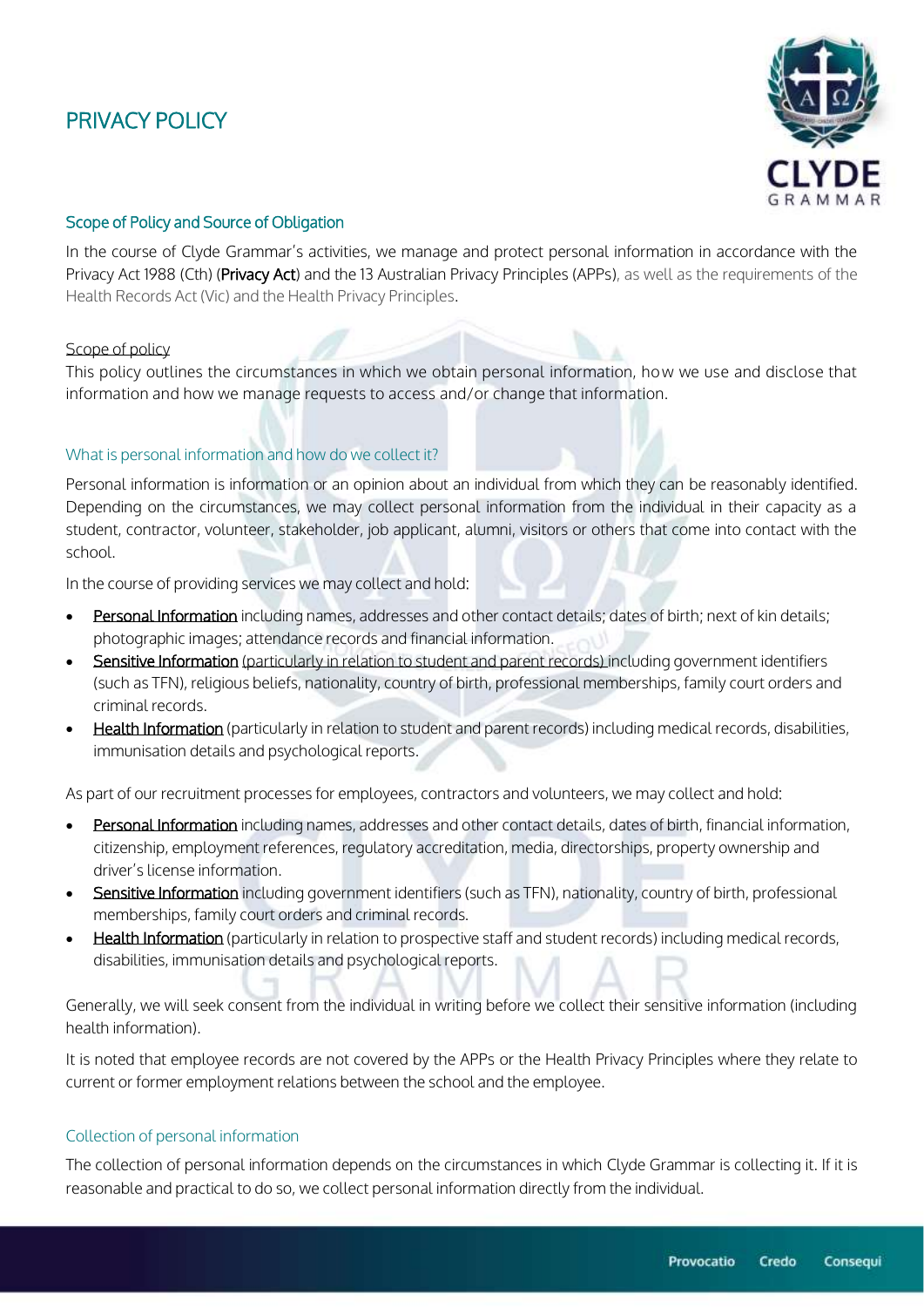# PRIVACY POLICY

## Scope of Policy and Source of Obligation

In the course of Clyde Grammar's activities, we manage and protect personal information in accordance with the Privacy Act 1988 (Cth) (**Privacy Act**) and the 13 Australian Privacy Principles (APPs), as well as the requirements of the Health Records Act (Vic) and the Health Privacy Principles.

### Scope of policy

This policy outlines the circumstances in which we obtain personal information, how we use and disclose that information and how we manage requests to access and/or change that information.

### What is personal information and how do we collect it?

Personal information is information or an opinion about an individual from which they can be reasonably identified. Depending on the circumstances, we may collect personal information from the individual in their capacity as a student, contractor, volunteer, stakeholder, job applicant, alumni, visitors or others that come into contact with the school.

In the course of providing services we may collect and hold:

- Personal Information including names, addresses and other contact details; dates of birth; next of kin details; photographic images; attendance records and financial information.
- Sensitive Information (particularly in relation to student and parent records) including government identifiers (such as TFN), religious beliefs, nationality, country of birth, professional memberships, family court orders and criminal records.
- Health Information (particularly in relation to student and parent records) including medical records, disabilities, immunisation details and psychological reports.

As part of our recruitment processes for employees, contractors and volunteers, we may collect and hold:

- Personal Information including names, addresses and other contact details, dates of birth, financial information, citizenship, employment references, regulatory accreditation, media, directorships, property ownership and driver's license information.
- Sensitive Information including government identifiers (such as TFN), nationality, country of birth, professional memberships, family court orders and criminal records.
- Health Information (particularly in relation to prospective staff and student records) including medical records, disabilities, immunisation details and psychological reports.

Generally, we will seek consent from the individual in writing before we collect their sensitive information (including health information).

It is noted that employee records are not covered by the APPs or the Health Privacy Principles where they relate to current or former employment relations between the school and the employee.

### Collection of personal information

The collection of personal information depends on the circumstances in which Clyde Grammar is collecting it. If it is reasonable and practical to do so, we collect personal information directly from the individual.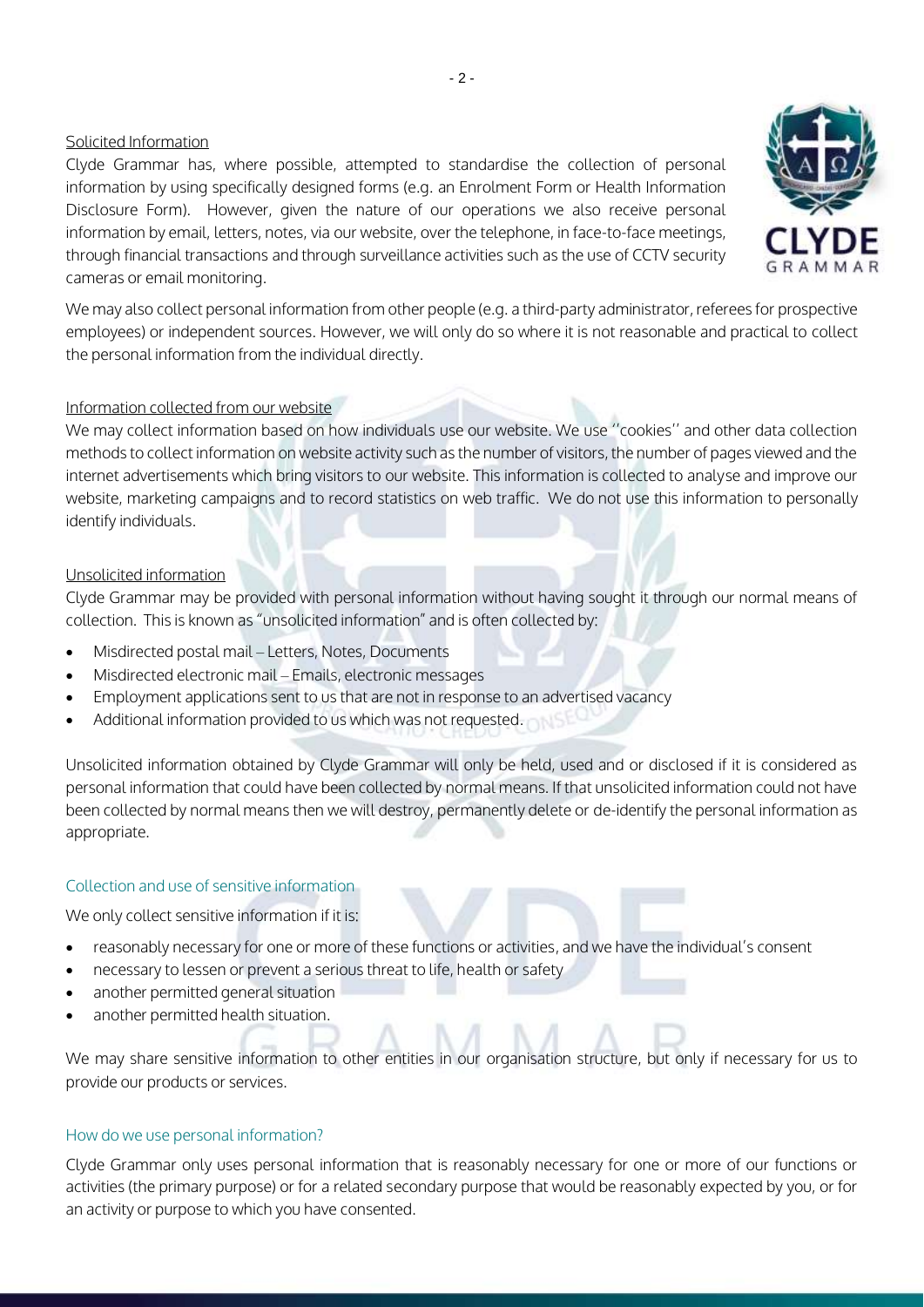### Solicited Information

Clyde Grammar has, where possible, attempted to standardise the collection of personal information by using specifically designed forms (e.g. an Enrolment Form or Health Information Disclosure Form). However, given the nature of our operations we also receive personal information by email, letters, notes, via our website, over the telephone, in face-to-face meetings, through financial transactions and through surveillance activities such as the use of CCTV security cameras or email monitoring.

We may also collect personal information from other people (e.g. a third-party administrator, referees for prospective employees) or independent sources. However, we will only do so where it is not reasonable and practical to collect the personal information from the individual directly.

### Information collected from our website

We may collect information based on how individuals use our website. We use ''cookies'' and other data collection methods to collect information on website activity such as the number of visitors, the number of pages viewed and the internet advertisements which bring visitors to our website. This information is collected to analyse and improve our website, marketing campaigns and to record statistics on web traffic. We do not use this information to personally identify individuals.

### Unsolicited information

Clyde Grammar may be provided with personal information without having sought it through our normal means of collection. This is known as "unsolicited information" and is often collected by:

- Misdirected postal mail – Letters, Notes, Documents
- Misdirected electronic mail – Emails, electronic messages
- Employment applications sent to us that are not in response to an advertised vacancy
- Additional information provided to us which was not requested.

Unsolicited information obtained by Clyde Grammar will only be held, used and or disclosed if it is considered as personal information that could have been collected by normal means. If that unsolicited information could not have been collected by normal means then we will destroy, permanently delete or de-identify the personal information as appropriate.

## Collection and use of sensitive information

We only collect sensitive information if it is:

- reasonably necessary for one or more of these functions or activities, and we have the individual's consent
- necessary to lessen or prevent a serious threat to life, health or safety
- another permitted general situation
- another permitted health situation.

We may share sensitive information to other entities in our organisation structure, but only if necessary for us to provide our products or services.

## How do we use personal information?

Clyde Grammar only uses personal information that is reasonably necessary for one or more of our functions or activities (the primary purpose) or for a related secondary purpose that would be reasonably expected by you, or for an activity or purpose to which you have consented.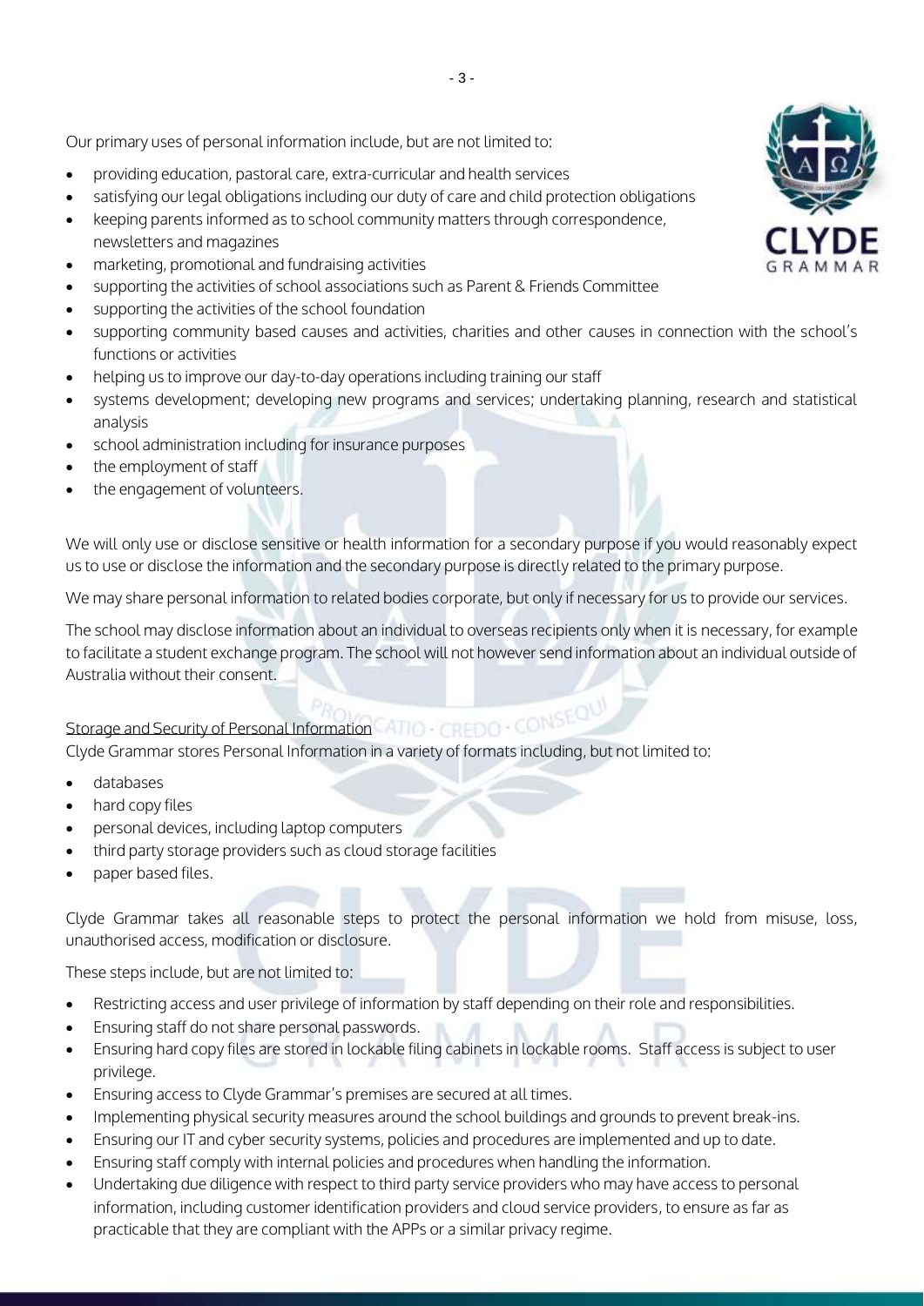Our primary uses of personal information include, but are not limited to:

- providing education, pastoral care, extra-curricular and health services
- satisfying our legal obligations including our duty of care and child protection obligations
- keeping parents informed as to school community matters through correspondence, newsletters and magazines
- marketing, promotional and fundraising activities
- supporting the activities of school associations such as Parent & Friends Committee
- supporting the activities of the school foundation
- supporting community based causes and activities, charities and other causes in connection with the school's functions or activities
- helping us to improve our day-to-day operations including training our staff
- systems development; developing new programs and services; undertaking planning, research and statistical analysis
- school administration including for insurance purposes
- the employment of staff
- the engagement of volunteers.

We will only use or disclose sensitive or health information for a secondary purpose if you would reasonably expect us to use or disclose the information and the secondary purpose is directly related to the primary purpose.

We may share personal information to related bodies corporate, but only if necessary for us to provide our services.

The school may disclose information about an individual to overseas recipients only when it is necessary, for example to facilitate a student exchange program. The school will not however send information about an individual outside of Australia without their consent.

Storage and Security of Personal Information

Clyde Grammar stores Personal Information in a variety of formats including, but not limited to:

- databases
- hard copy files
- personal devices, including laptop computers
- third party storage providers such as cloud storage facilities
- paper based files.

Clyde Grammar takes all reasonable steps to protect the personal information we hold from misuse, loss, unauthorised access, modification or disclosure.

These steps include, but are not limited to:

- Restricting access and user privilege of information by staff depending on their role and responsibilities.
- Ensuring staff do not share personal passwords.
- Ensuring hard copy files are stored in lockable filing cabinets in lockable rooms. Staff access is subject to user privilege.
- Ensuring access to Clyde Grammar's premises are secured at all times.
- Implementing physical security measures around the school buildings and grounds to prevent break-ins.
- Ensuring our IT and cyber security systems, policies and procedures are implemented and up to date.
- Ensuring staff comply with internal policies and procedures when handling the information.
- Undertaking due diligence with respect to third party service providers who may have access to personal information, including customer identification providers and cloud service providers, to ensure as far as practicable that they are compliant with the APPs or a similar privacy regime.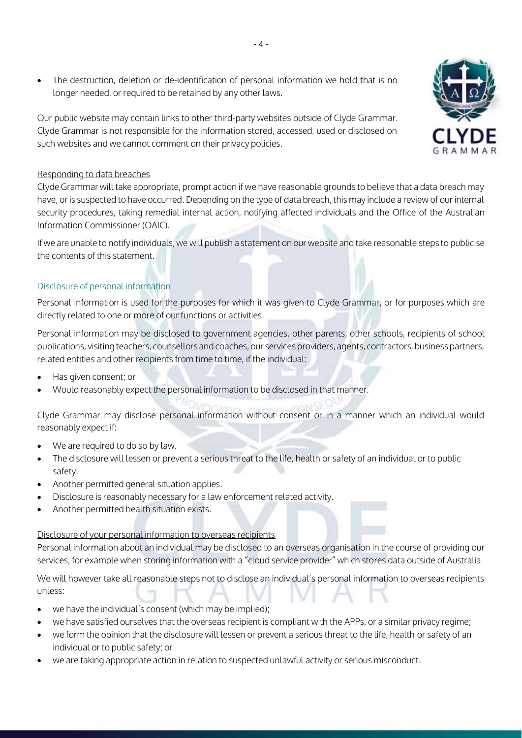- The destruction, deletion or de-identification of personal information we hold that is no longer needed, or required to be retained by any other laws.

Our public website may contain links to other third-party websites outside of Clyde Grammar. Clyde Grammar is not responsible for the information stored, accessed, used or disclosed on such websites and we cannot comment on their privacy policies.

Responding to data breaches

Clyde Grammar will take appropriate, prompt action if we have reasonable grounds to believe that a data breach may have, or is suspected to have occurred. Depending on the type of data breach, this may include a review of our internal security procedures, taking remedial internal action, notifying affected individuals and the Office of the Australian Information Commissioner (OAIC).

If we are unable to notify individuals, we will publish a statement on our website and take reasonable steps to publicise the contents of this statement.

## Disclosure of personal information

Personal information is used for the purposes for which it was given to Clyde Grammar, or for purposes which are directly related to one or more of our functions or activities.

Personal information may be disclosed to government agencies, other parents, other schools, recipients of school publications, visiting teachers, counsellors and coaches, our services providers, agents, contractors, business partners, related entities and other recipients from time to time, if the individual:

- Has given consent; or
- Would reasonably expect the personal information to be disclosed in that manner.

Clyde Grammar may disclose personal information without consent or in a manner which an individual would reasonably expect if:

- We are required to do so by law.
- The disclosure will lessen or prevent a serious threat to the life, health or safety of an individual or to public safety.
- Another permitted general situation applies.
- Disclosure is reasonably necessary for a law enforcement related activity.
- Another permitted health situation exists.

Disclosure of your personal information to overseas recipients

Personal information about an individual may be disclosed to an overseas organisation in the course of providing our services, for example when storing information with a "cloud service provider" which stores data outside of Australia

We will however take all reasonable steps not to disclose an individual's personal information to overseas recipients unless:

- we have the individual's consent (which may be implied);
- we have satisfied ourselves that the overseas recipient is compliant with the APPs, or a similar privacy regime;
- we form the opinion that the disclosure will lessen or prevent a serious threat to the life, health or safety of an individual or to public safety; or
- we are taking appropriate action in relation to suspected unlawful activity or serious misconduct.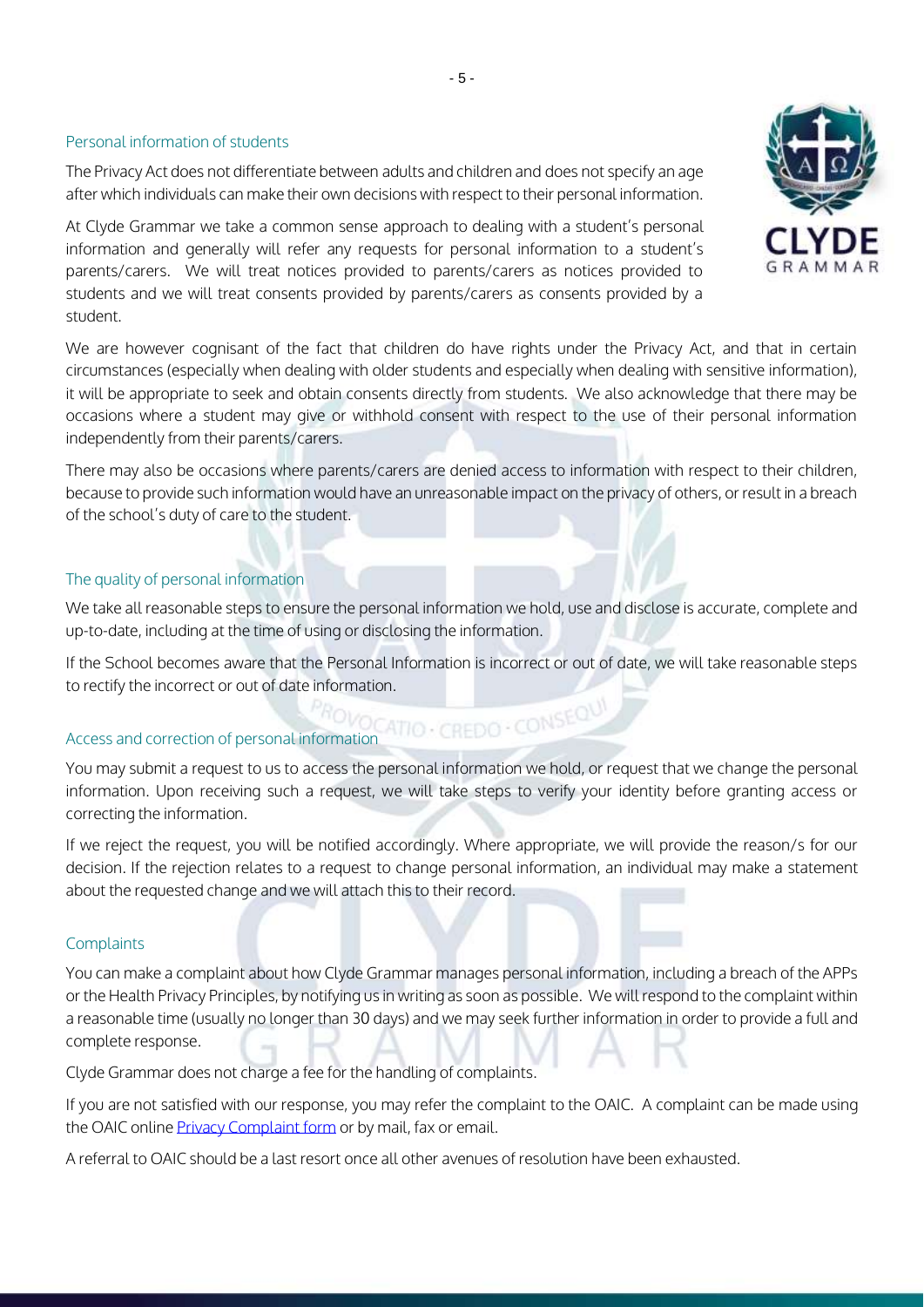## Personal information of students

The Privacy Act does not differentiate between adults and children and does not specify an age after which individuals can make their own decisions with respect to their personal information.

At Clyde Grammar we take a common sense approach to dealing with a student's personal information and generally will refer any requests for personal information to a student's parents/carers. We will treat notices provided to parents/carers as notices provided to students and we will treat consents provided by parents/carers as consents provided by a student.

We are however cognisant of the fact that children do have rights under the Privacy Act, and that in certain circumstances (especially when dealing with older students and especially when dealing with sensitive information), it will be appropriate to seek and obtain consents directly from students. We also acknowledge that there may be occasions where a student may give or withhold consent with respect to the use of their personal information independently from their parents/carers.

There may also be occasions where parents/carers are denied access to information with respect to their children, because to provide such information would have an unreasonable impact on the privacy of others, or result in a breach of the school's duty of care to the student.

## The quality of personal information

We take all reasonable steps to ensure the personal information we hold, use and disclose is accurate, complete and up-to-date, including at the time of using or disclosing the information.

If the School becomes aware that the Personal Information is incorrect or out of date, we will take reasonable steps to rectify the incorrect or out of date information.

## Access and correction of personal information

You may submit a request to us to access the personal information we hold, or request that we change the personal information. Upon receiving such a request, we will take steps to verify your identity before granting access or correcting the information.

If we reject the request, you will be notified accordingly. Where appropriate, we will provide the reason/s for our decision. If the rejection relates to a request to change personal information, an individual may make a statement about the requested change and we will attach this to their record.

## Complaints

You can make a complaint about how Clyde Grammar manages personal information, including a breach of the APPs or the Health Privacy Principles, by notifying us in writing as soon as possible. We will respond to the complaint within a reasonable time (usually no longer than 30 days) and we may seek further information in order to provide a full and complete response.

Clyde Grammar does not charge a fee for the handling of complaints.

If you are not satisfied with our response, you may refer the complaint to the OAIC. A complaint can be made using the OAIC online Privacy Complaint form or by mail, fax or email.

A referral to OAIC should be a last resort once all other avenues of resolution have been exhausted.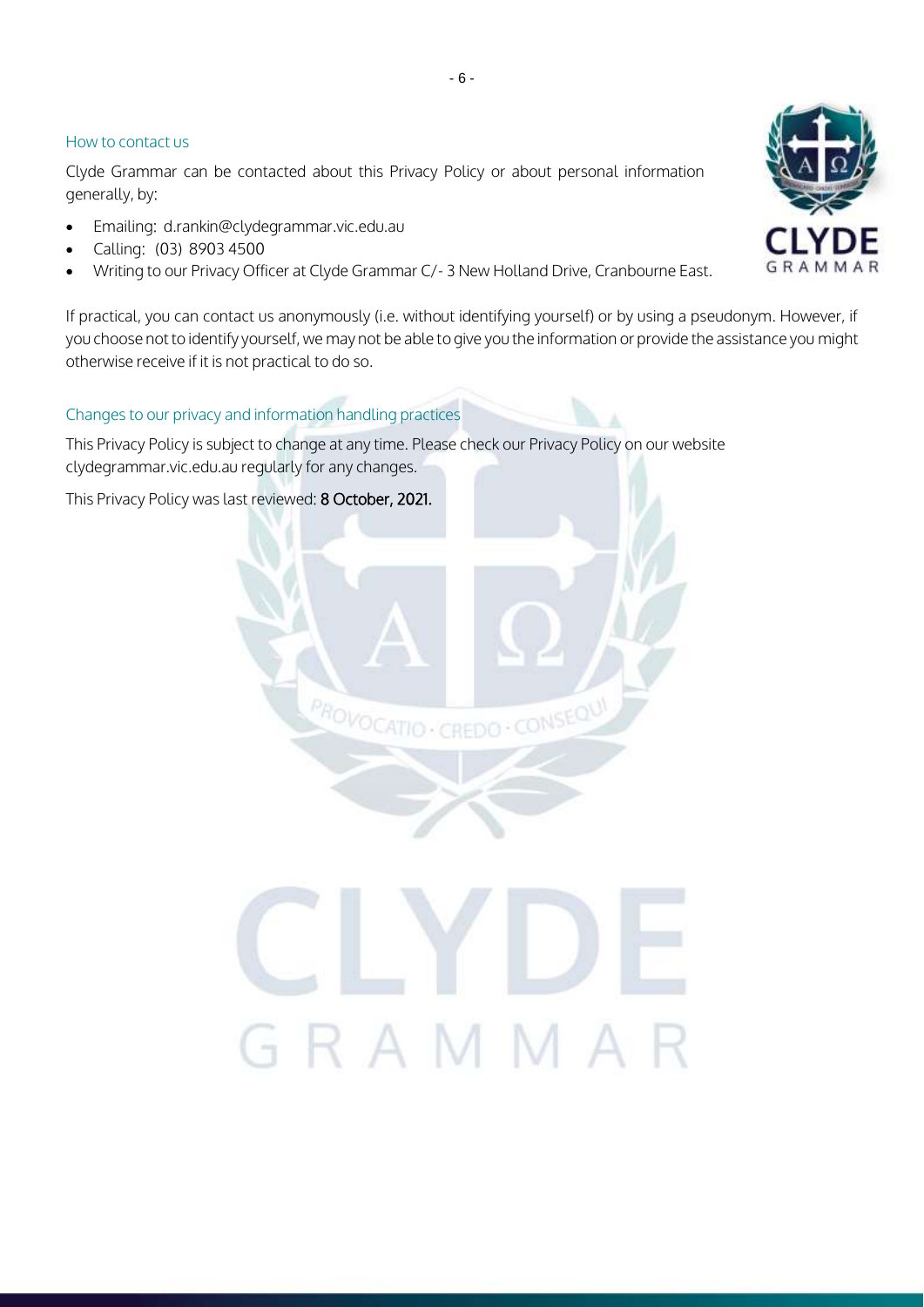### How to contact us

Clyde Grammar can be contacted about this Privacy Policy or about personal information generally, by:

- Emailing: d.rankin@clydegrammar.vic.edu.au
- Calling: (03) 8903 4500
- Writing to our Privacy Officer at Clyde Grammar C/- 3 New Holland Drive, Cranbourne East.

If practical, you can contact us anonymously (i.e. without identifying yourself) or by using a pseudonym. However, if you choose not to identify yourself, we may not be able to give you the information or provide the assistance you might otherwise receive if it is not practical to do so.

### Changes to our privacy and information handling practices

This Privacy Policy is subject to change at any time. Please check our Privacy Policy on our website clydegrammar.vic.edu.au regularly for any changes.

This Privacy Policy was last reviewed: **8 October, 2021.**